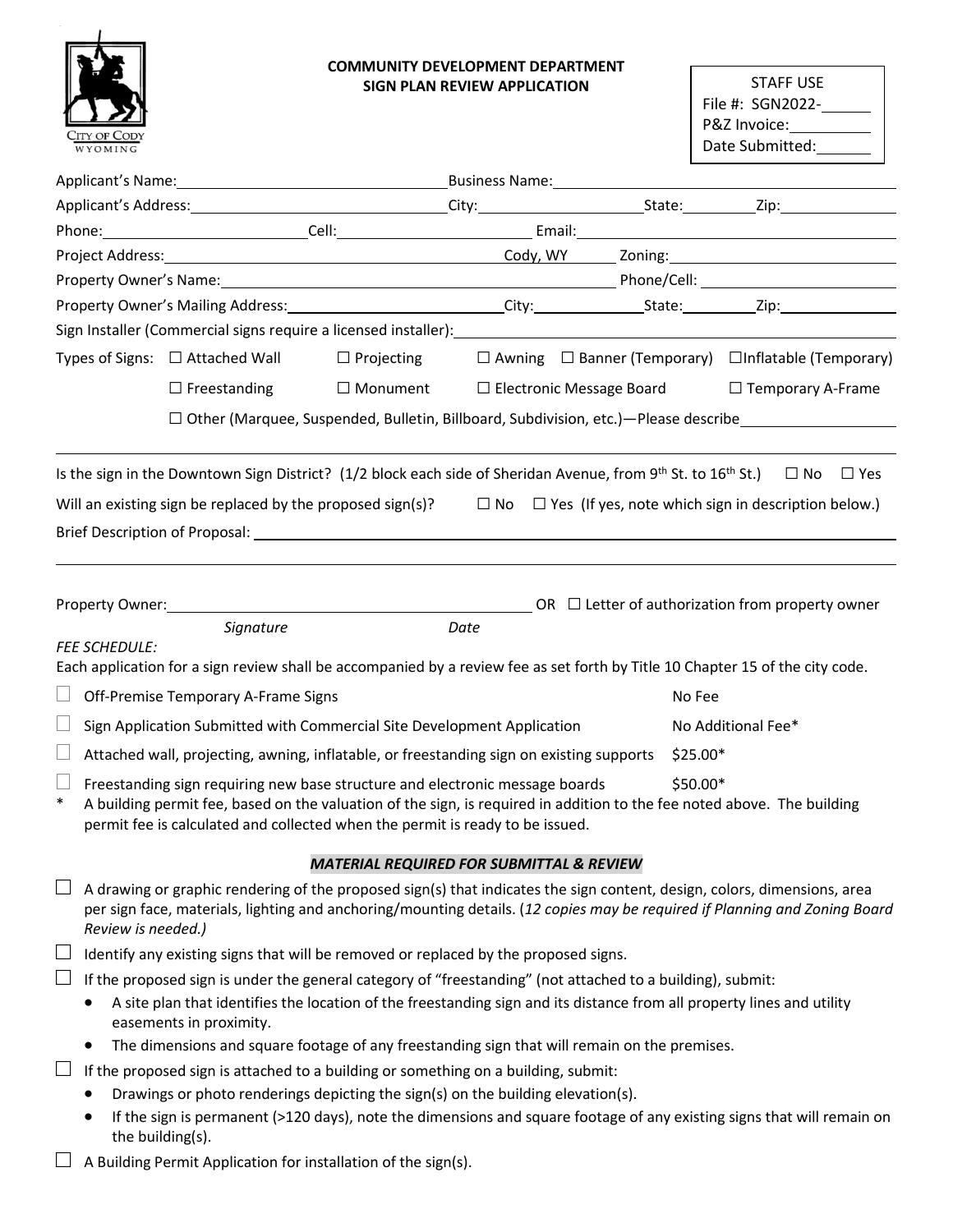**COMMUNITY DEVELOPMENT DEPARTMENT**
**SIGN PLAN REVIEW APPLICATION**

STAFF USE
File #: SGN2022-\_\_\_\_\_\_
P&Z Invoice:\_\_\_\_\_\_\_\_\_\_
Date Submitted:\_\_\_\_\_\_\_

Applicant's Name:\_\_\_\_\_\_\_\_\_\_\_\_\_\_\_\_\_\_\_\_ Business Name:\_\_\_\_\_\_\_\_\_\_\_\_\_\_\_\_\_\_\_\_

Applicant's Address:\_\_\_\_\_\_\_\_\_\_\_\_\_\_\_\_\_\_\_\_ City:\_\_\_\_\_\_\_\_\_\_ State:\_\_\_\_\_\_ Zip:\_\_\_\_\_\_\_\_

Phone:\_\_\_\_\_\_\_\_\_\_\_\_ Cell:\_\_\_\_\_\_\_\_\_\_\_\_ Email:\_\_\_\_\_\_\_\_\_\_\_\_\_\_\_\_\_\_\_\_

Project Address:\_\_\_\_\_\_\_\_\_\_\_\_\_\_\_\_\_\_\_\_ Cody, WY Zoning:\_\_\_\_\_\_\_\_\_\_\_\_

Property Owner's Name:\_\_\_\_\_\_\_\_\_\_\_\_\_\_\_\_\_\_\_\_ Phone/Cell:\_\_\_\_\_\_\_\_\_\_\_\_

Property Owner's Mailing Address:\_\_\_\_\_\_\_\_\_\_\_\_\_\_\_\_\_\_\_\_ City:\_\_\_\_\_\_\_\_\_\_ State:\_\_\_\_\_\_ Zip:\_\_\_\_\_\_\_\_

Sign Installer (Commercial signs require a licensed installer):\_\_\_\_\_\_\_\_\_\_\_\_\_\_\_\_\_\_\_\_

Types of Signs: ☐ Attached Wall ☐ Projecting ☐ Awning ☐ Banner (Temporary) ☐ Inflatable (Temporary)

☐ Freestanding ☐ Monument ☐ Electronic Message Board ☐ Temporary A-Frame

☐ Other (Marquee, Suspended, Bulletin, Billboard, Subdivision, etc.)—Please describe\_\_\_\_\_\_\_\_\_\_\_\_

Is the sign in the Downtown Sign District? (1/2 block each side of Sheridan Avenue, from 9th St. to 16th St.) ☐ No ☐ Yes

Will an existing sign be replaced by the proposed sign(s)? ☐ No ☐ Yes (If yes, note which sign in description below.)

Brief Description of Proposal:\_\_\_\_\_\_\_\_\_\_\_\_\_\_\_\_\_\_\_\_\_\_\_\_\_\_\_\_\_\_\_\_\_\_\_\_\_\_\_\_

Property Owner:\_\_\_\_\_\_\_\_\_\_\_\_\_\_\_\_\_\_\_\_\_\_\_\_ OR ☐ Letter of authorization from property owner

*Signature* *Date*

*FEE SCHEDULE:*

Each application for a sign review shall be accompanied by a review fee as set forth by Title 10 Chapter 15 of the city code.

| | | |
|---|---|---|
| ☐ | Off-Premise Temporary A-Frame Signs | No Fee |
| ☐ | Sign Application Submitted with Commercial Site Development Application | No Additional Fee* |
| ☐ | Attached wall, projecting, awning, inflatable, or freestanding sign on existing supports | $25.00* |
| ☐ | Freestanding sign requiring new base structure and electronic message boards | $50.00* |

\* A building permit fee, based on the valuation of the sign, is required in addition to the fee noted above. The building permit fee is calculated and collected when the permit is ready to be issued.

***MATERIAL REQUIRED FOR SUBMITTAL & REVIEW***

☐ A drawing or graphic rendering of the proposed sign(s) that indicates the sign content, design, colors, dimensions, area per sign face, materials, lighting and anchoring/mounting details. (*12 copies may be required if Planning and Zoning Board Review is needed.)*

☐ Identify any existing signs that will be removed or replaced by the proposed signs.

☐ If the proposed sign is under the general category of "freestanding" (not attached to a building), submit:

- A site plan that identifies the location of the freestanding sign and its distance from all property lines and utility easements in proximity.
- The dimensions and square footage of any freestanding sign that will remain on the premises.

☐ If the proposed sign is attached to a building or something on a building, submit:

- Drawings or photo renderings depicting the sign(s) on the building elevation(s).
- If the sign is permanent (>120 days), note the dimensions and square footage of any existing signs that will remain on the building(s).

☐ A Building Permit Application for installation of the sign(s).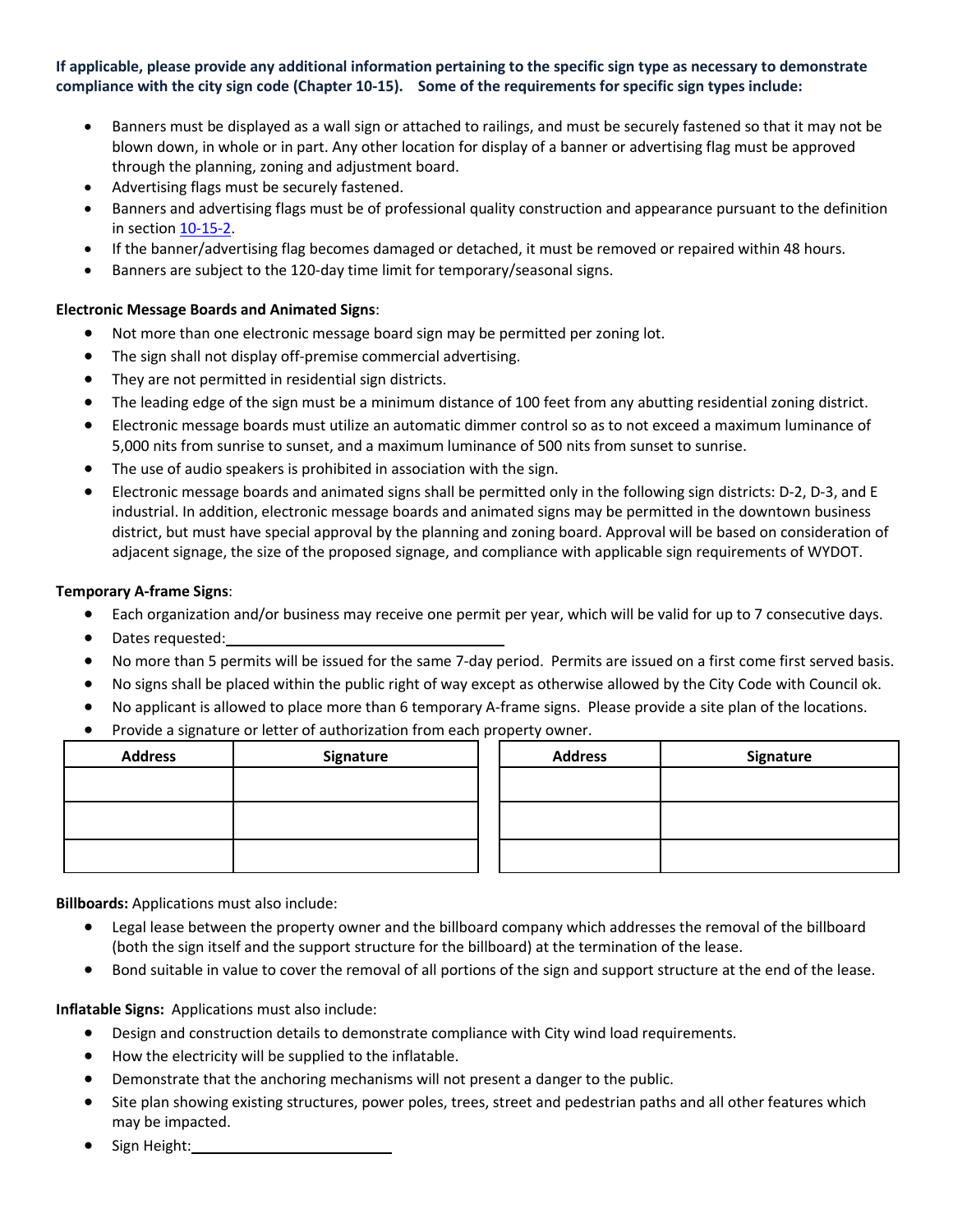**If applicable, please provide any additional information pertaining to the specific sign type as necessary to demonstrate compliance with the city sign code (Chapter 10-15). Some of the requirements for specific sign types include:**

- Banners must be displayed as a wall sign or attached to railings, and must be securely fastened so that it may not be blown down, in whole or in part. Any other location for display of a banner or advertising flag must be approved through the planning, zoning and adjustment board.
- Advertising flags must be securely fastened.
- Banners and advertising flags must be of professional quality construction and appearance pursuant to the definition in section 10-15-2.
- If the banner/advertising flag becomes damaged or detached, it must be removed or repaired within 48 hours.
- Banners are subject to the 120-day time limit for temporary/seasonal signs.

**Electronic Message Boards and Animated Signs**:

- Not more than one electronic message board sign may be permitted per zoning lot.
- The sign shall not display off-premise commercial advertising.
- They are not permitted in residential sign districts.
- The leading edge of the sign must be a minimum distance of 100 feet from any abutting residential zoning district.
- Electronic message boards must utilize an automatic dimmer control so as to not exceed a maximum luminance of 5,000 nits from sunrise to sunset, and a maximum luminance of 500 nits from sunset to sunrise.
- The use of audio speakers is prohibited in association with the sign.
- Electronic message boards and animated signs shall be permitted only in the following sign districts: D-2, D-3, and E industrial. In addition, electronic message boards and animated signs may be permitted in the downtown business district, but must have special approval by the planning and zoning board. Approval will be based on consideration of adjacent signage, the size of the proposed signage, and compliance with applicable sign requirements of WYDOT.

**Temporary A-frame Signs**:

- Each organization and/or business may receive one permit per year, which will be valid for up to 7 consecutive days.
- Dates requested: ______________________________
- No more than 5 permits will be issued for the same 7-day period. Permits are issued on a first come first served basis.
- No signs shall be placed within the public right of way except as otherwise allowed by the City Code with Council ok.
- No applicant is allowed to place more than 6 temporary A-frame signs. Please provide a site plan of the locations.
- Provide a signature or letter of authorization from each property owner.

| Address | Signature | Address | Signature |
|---|---|---|---|
| | | | |
| | | | |
| | | | |

**Billboards:** Applications must also include:

- Legal lease between the property owner and the billboard company which addresses the removal of the billboard (both the sign itself and the support structure for the billboard) at the termination of the lease.
- Bond suitable in value to cover the removal of all portions of the sign and support structure at the end of the lease.

**Inflatable Signs:** Applications must also include:

- Design and construction details to demonstrate compliance with City wind load requirements.
- How the electricity will be supplied to the inflatable.
- Demonstrate that the anchoring mechanisms will not present a danger to the public.
- Site plan showing existing structures, power poles, trees, street and pedestrian paths and all other features which may be impacted.
- Sign Height: ______________________